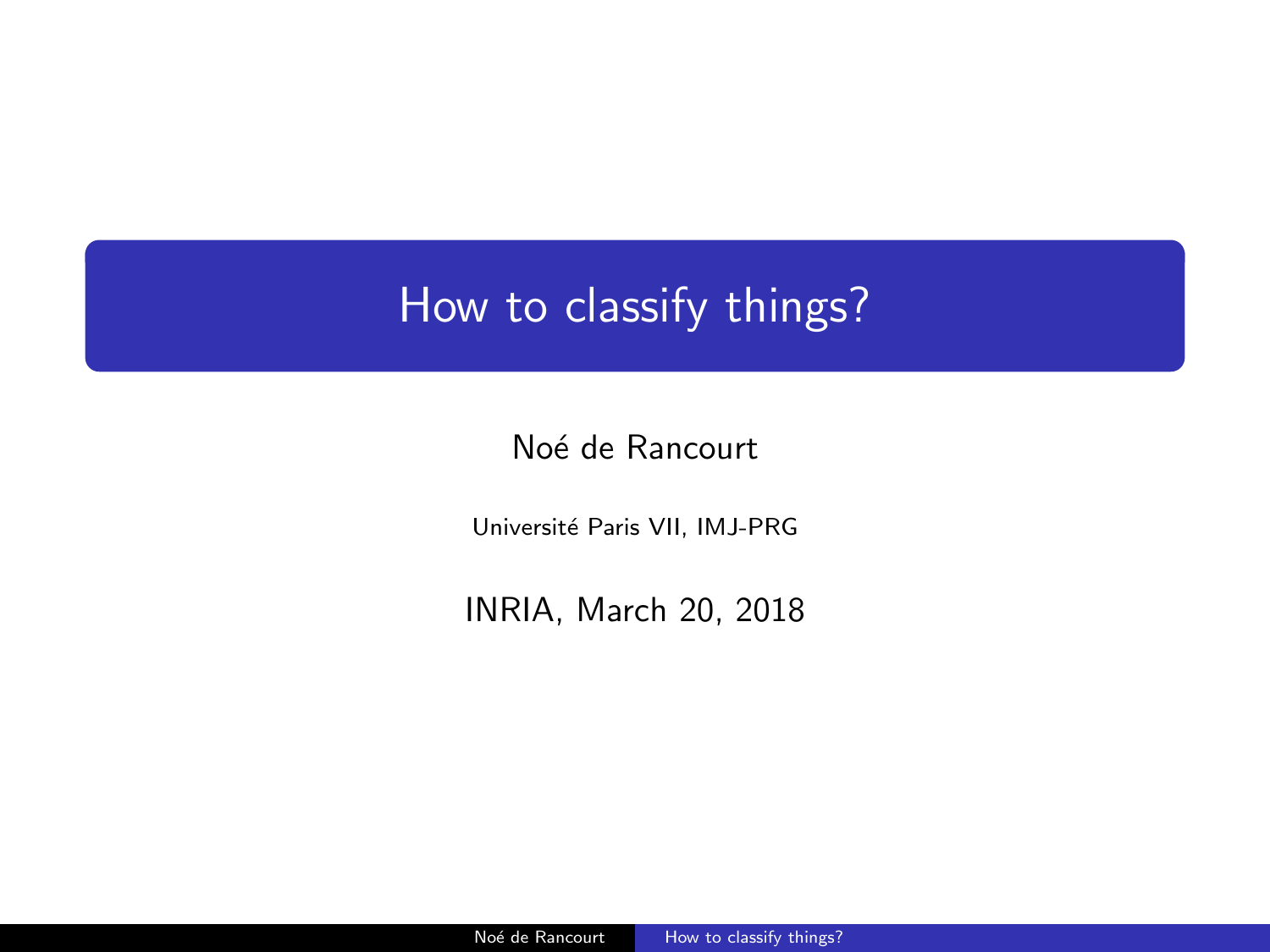# How to classify things?

Noé de Rancourt

Université Paris VII, IMJ-PRG

INRIA, March 20, 2018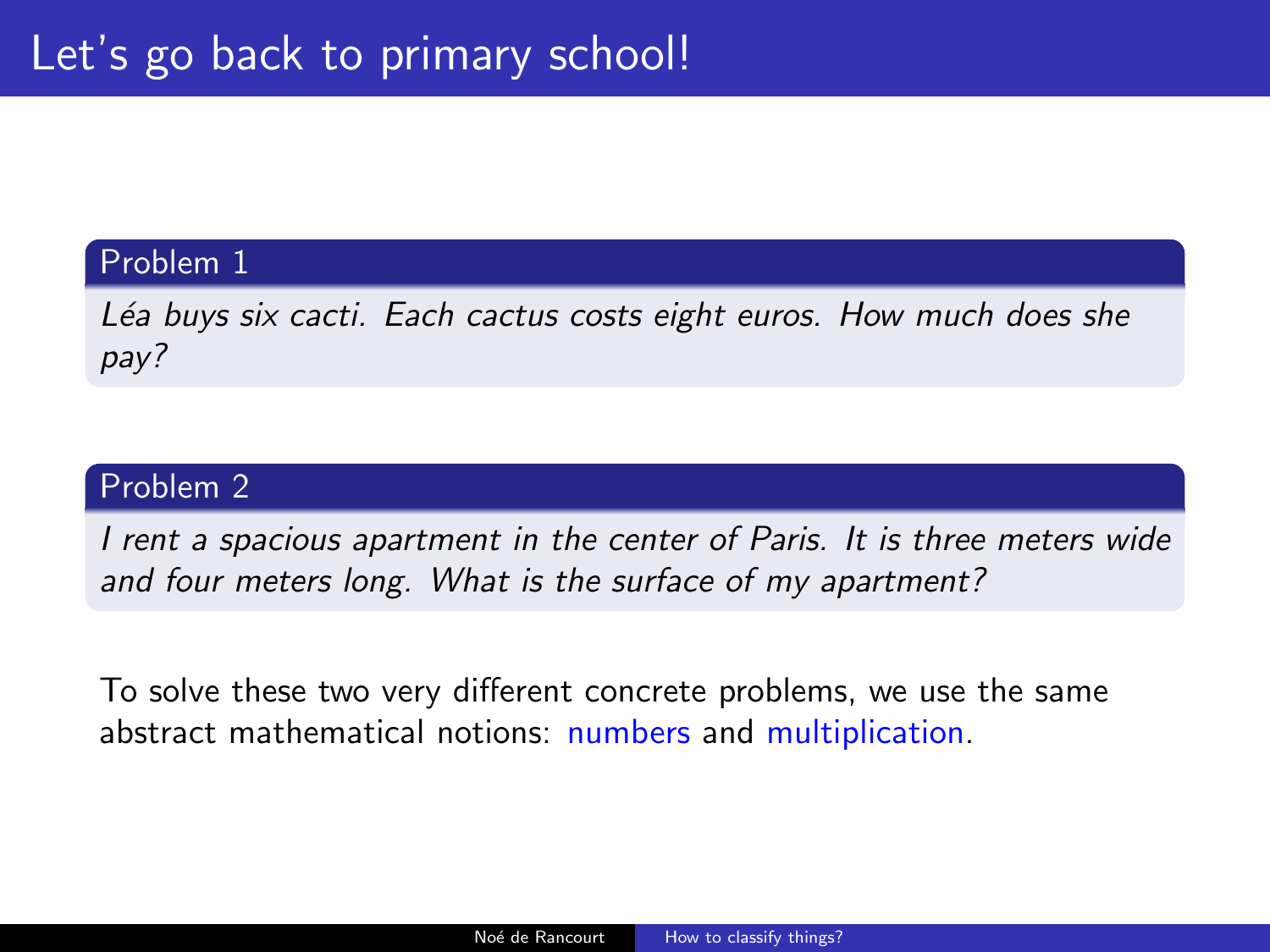# Let's go back to primary school!

**Problem 1**

*Léa buys six cacti. Each cactus costs eight euros. How much does she pay?*

**Problem 2**

*I rent a spacious apartment in the center of Paris. It is three meters wide and four meters long. What is the surface of my apartment?*

To solve these two very different concrete problems, we use the same abstract mathematical notions: numbers and multiplication.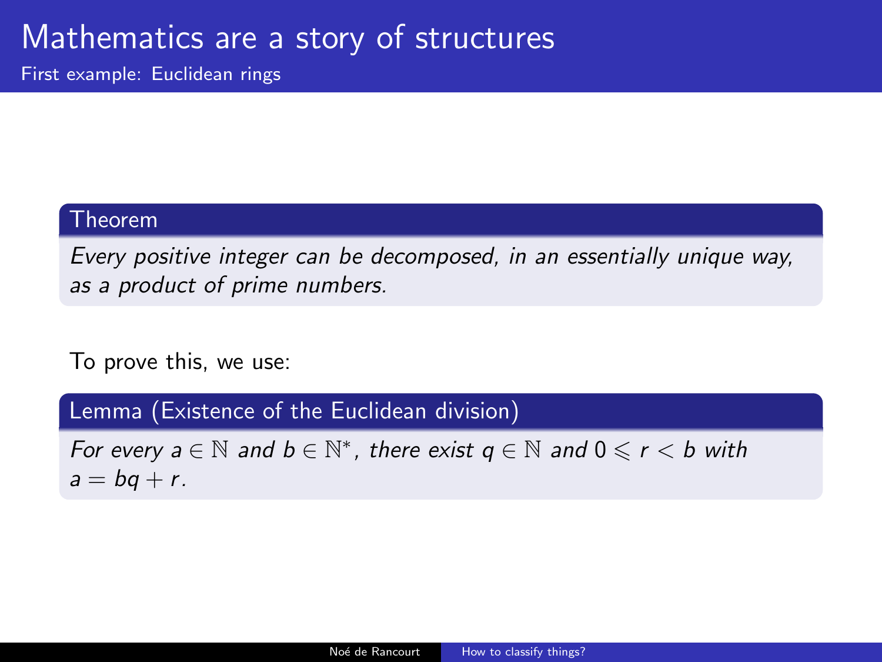# Mathematics are a story of structures

## First example: Euclidean rings

**Theorem**

*Every positive integer can be decomposed, in an essentially unique way, as a product of prime numbers.*

To prove this, we use:

**Lemma (Existence of the Euclidean division)**

*For every $a \in \mathbb{N}$ and $b \in \mathbb{N}^*$, there exist $q \in \mathbb{N}$ and $0 \leqslant r < b$ with $a = bq + r$.*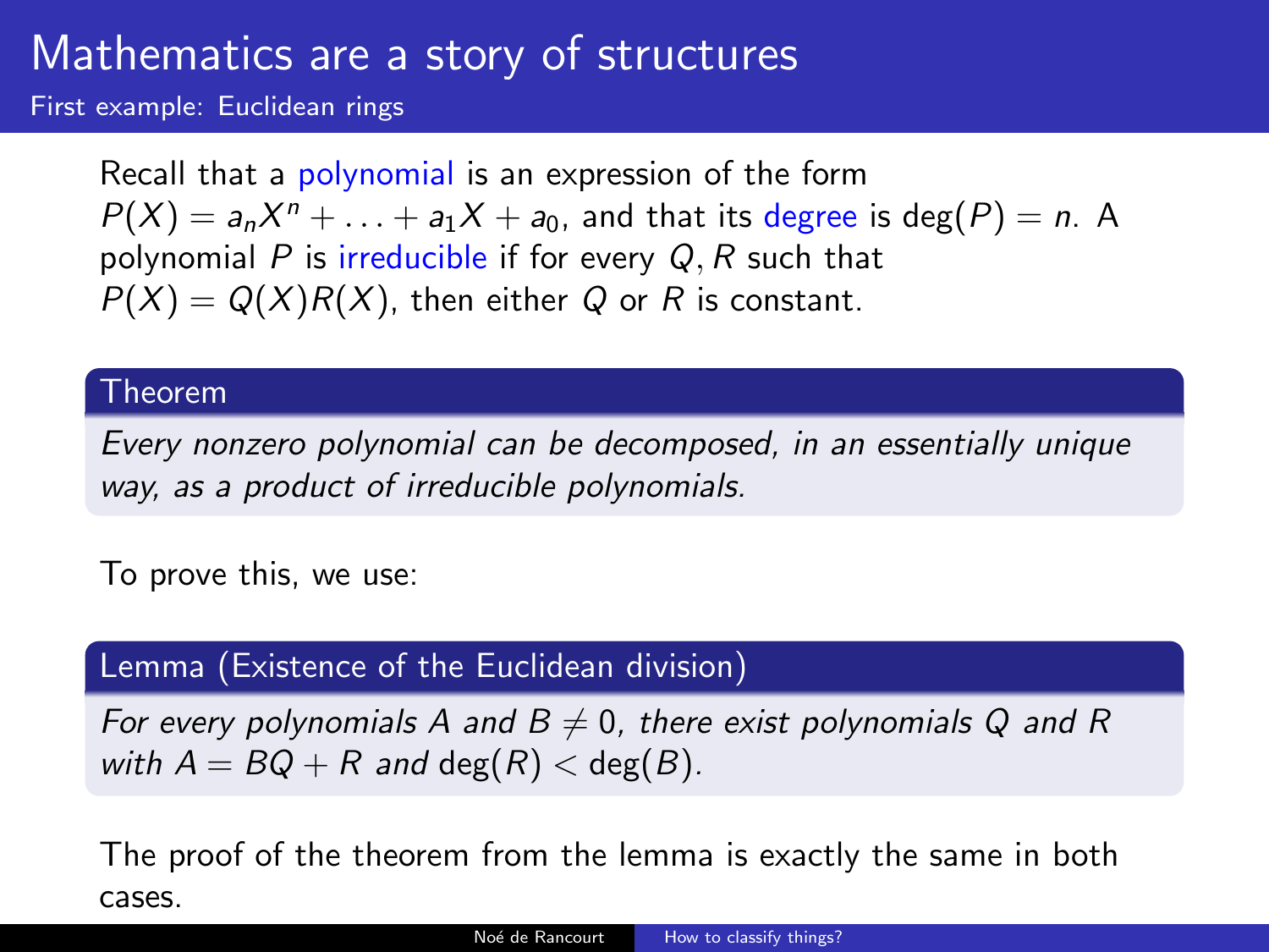# Mathematics are a story of structures

## First example: Euclidean rings

Recall that a polynomial is an expression of the form $P(X) = a_n X^n + \ldots + a_1 X + a_0$, and that its degree is $\deg(P) = n$. A polynomial $P$ is irreducible if for every $Q, R$ such that $P(X) = Q(X)R(X)$, then either $Q$ or $R$ is constant.

**Theorem**

*Every nonzero polynomial can be decomposed, in an essentially unique way, as a product of irreducible polynomials.*

To prove this, we use:

**Lemma (Existence of the Euclidean division)**

*For every polynomials $A$ and $B \neq 0$, there exist polynomials $Q$ and $R$ with $A = BQ + R$ and $\deg(R) < \deg(B)$.*

The proof of the theorem from the lemma is exactly the same in both cases.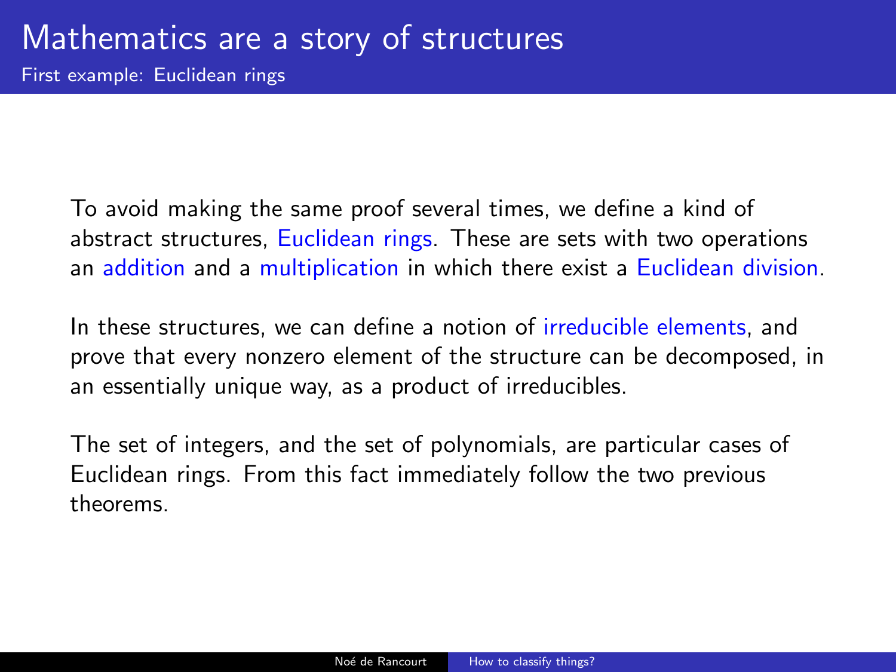# Mathematics are a story of structures

## First example: Euclidean rings

To avoid making the same proof several times, we define a kind of abstract structures, Euclidean rings. These are sets with two operations an addition and a multiplication in which there exist a Euclidean division.

In these structures, we can define a notion of irreducible elements, and prove that every nonzero element of the structure can be decomposed, in an essentially unique way, as a product of irreducibles.

The set of integers, and the set of polynomials, are particular cases of Euclidean rings. From this fact immediately follow the two previous theorems.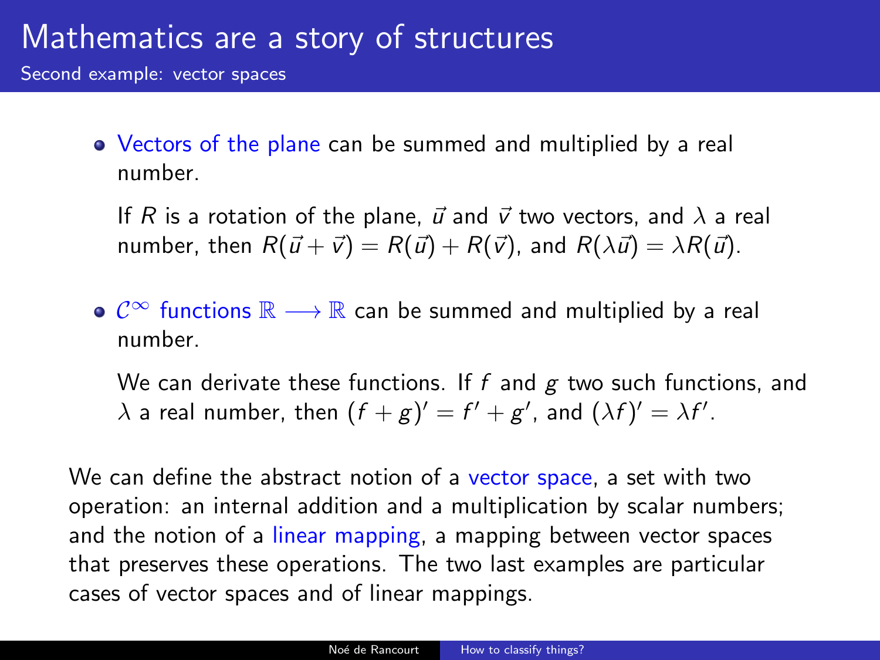# Mathematics are a story of structures

## Second example: vector spaces

- Vectors of the plane can be summed and multiplied by a real number.

  If $R$ is a rotation of the plane, $\vec{u}$ and $\vec{v}$ two vectors, and $\lambda$ a real number, then $R(\vec{u}+\vec{v}) = R(\vec{u}) + R(\vec{v})$, and $R(\lambda\vec{u}) = \lambda R(\vec{u})$.

- $\mathcal{C}^\infty$ functions $\mathbb{R} \longrightarrow \mathbb{R}$ can be summed and multiplied by a real number.

  We can derivate these functions. If $f$ and $g$ two such functions, and $\lambda$ a real number, then $(f+g)' = f' + g'$, and $(\lambda f)' = \lambda f'$.

We can define the abstract notion of a vector space, a set with two operation: an internal addition and a multiplication by scalar numbers; and the notion of a linear mapping, a mapping between vector spaces that preserves these operations. The two last examples are particular cases of vector spaces and of linear mappings.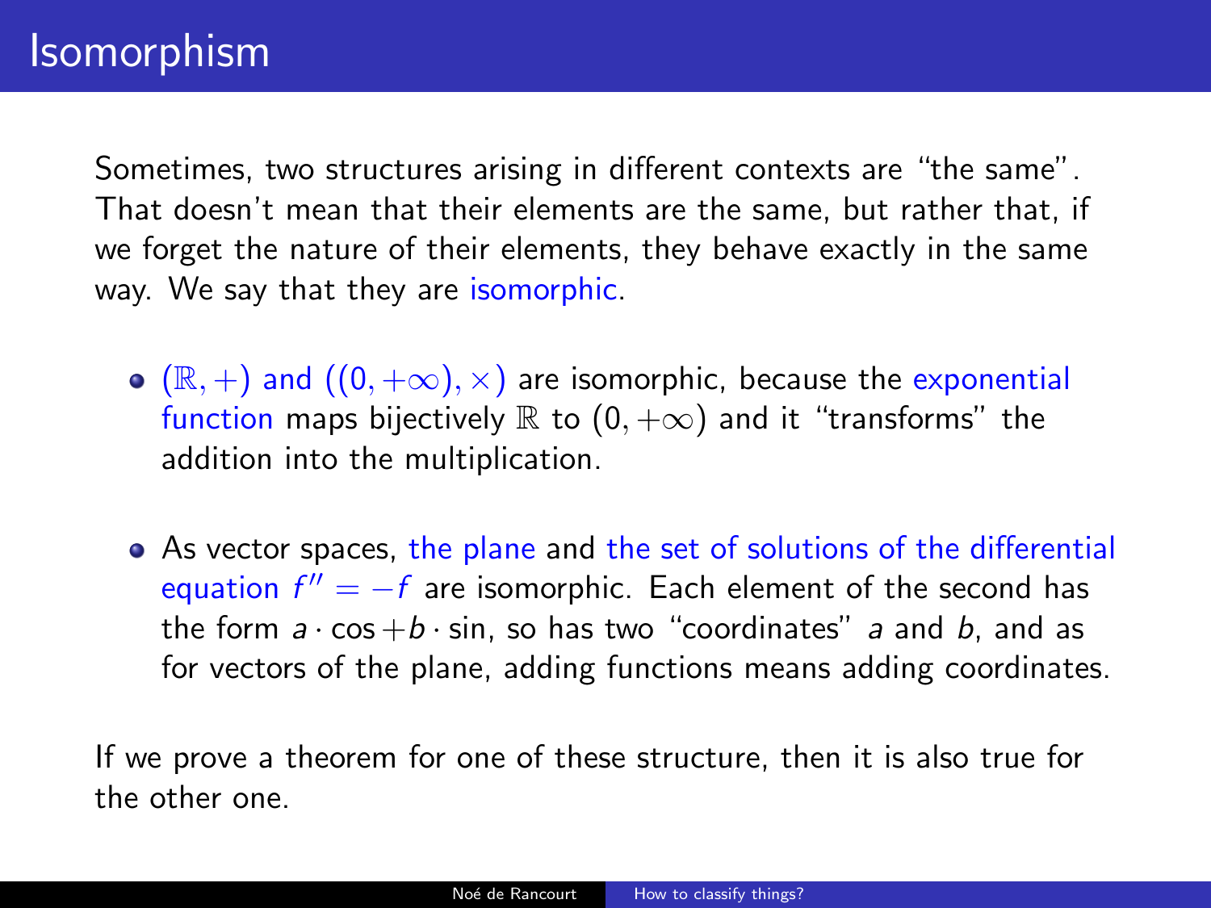# Isomorphism

Sometimes, two structures arising in different contexts are "the same". That doesn't mean that their elements are the same, but rather that, if we forget the nature of their elements, they behave exactly in the same way. We say that they are isomorphic.

- $(\mathbb{R}, +)$ and $((0, +\infty), \times)$ are isomorphic, because the exponential function maps bijectively $\mathbb{R}$ to $(0, +\infty)$ and it "transforms" the addition into the multiplication.

- As vector spaces, the plane and the set of solutions of the differential equation $f'' = -f$ are isomorphic. Each element of the second has the form $a \cdot \cos + b \cdot \sin$, so has two "coordinates" $a$ and $b$, and as for vectors of the plane, adding functions means adding coordinates.

If we prove a theorem for one of these structure, then it is also true for the other one.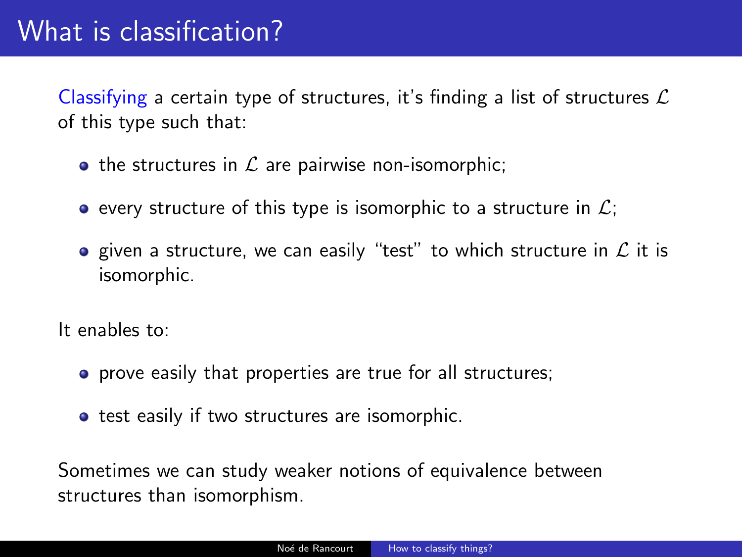# What is classification?

Classifying a certain type of structures, it's finding a list of structures $\mathcal{L}$ of this type such that:

- the structures in $\mathcal{L}$ are pairwise non-isomorphic;
- every structure of this type is isomorphic to a structure in $\mathcal{L}$;
- given a structure, we can easily "test" to which structure in $\mathcal{L}$ it is isomorphic.

It enables to:

- prove easily that properties are true for all structures;
- test easily if two structures are isomorphic.

Sometimes we can study weaker notions of equivalence between structures than isomorphism.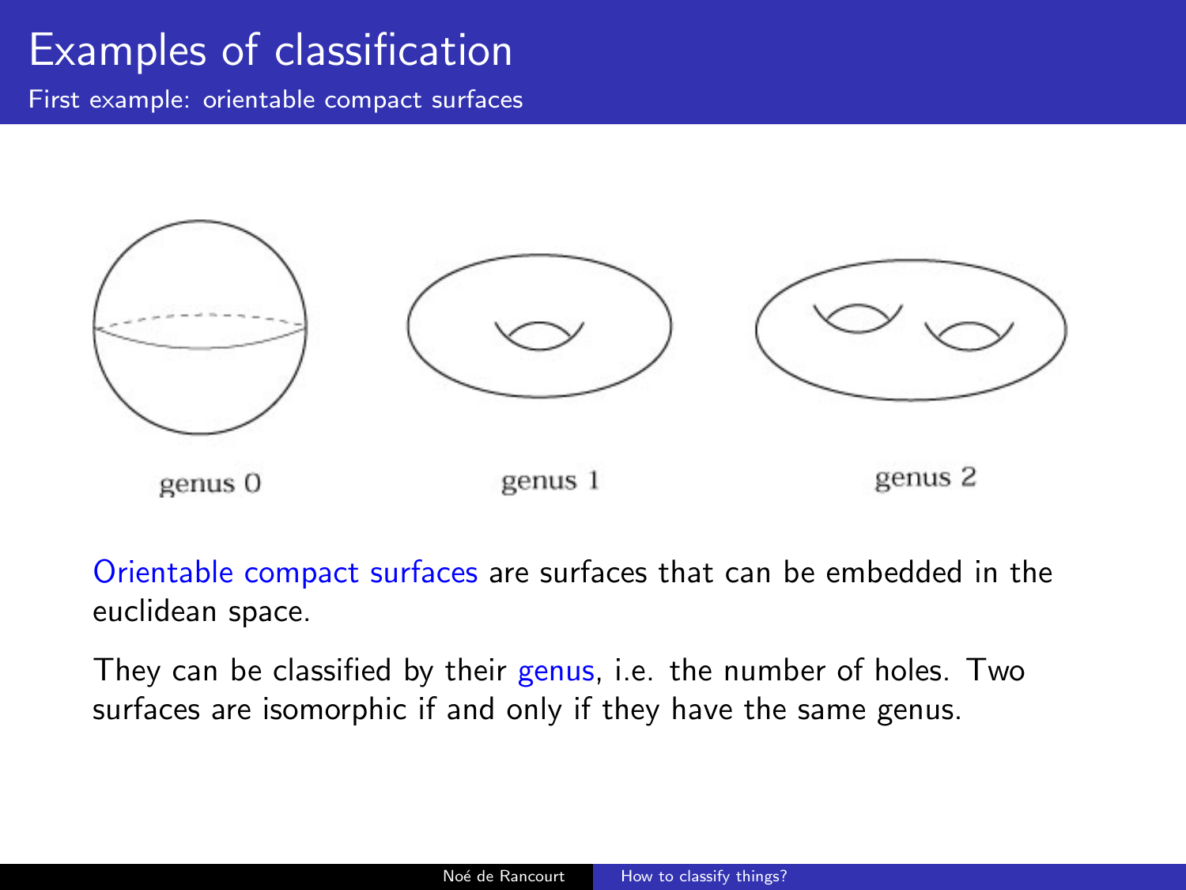# Examples of classification

## First example: orientable compact surfaces

genus 0

genus 1

genus 2

Orientable compact surfaces are surfaces that can be embedded in the euclidean space.

They can be classified by their genus, i.e. the number of holes. Two surfaces are isomorphic if and only if they have the same genus.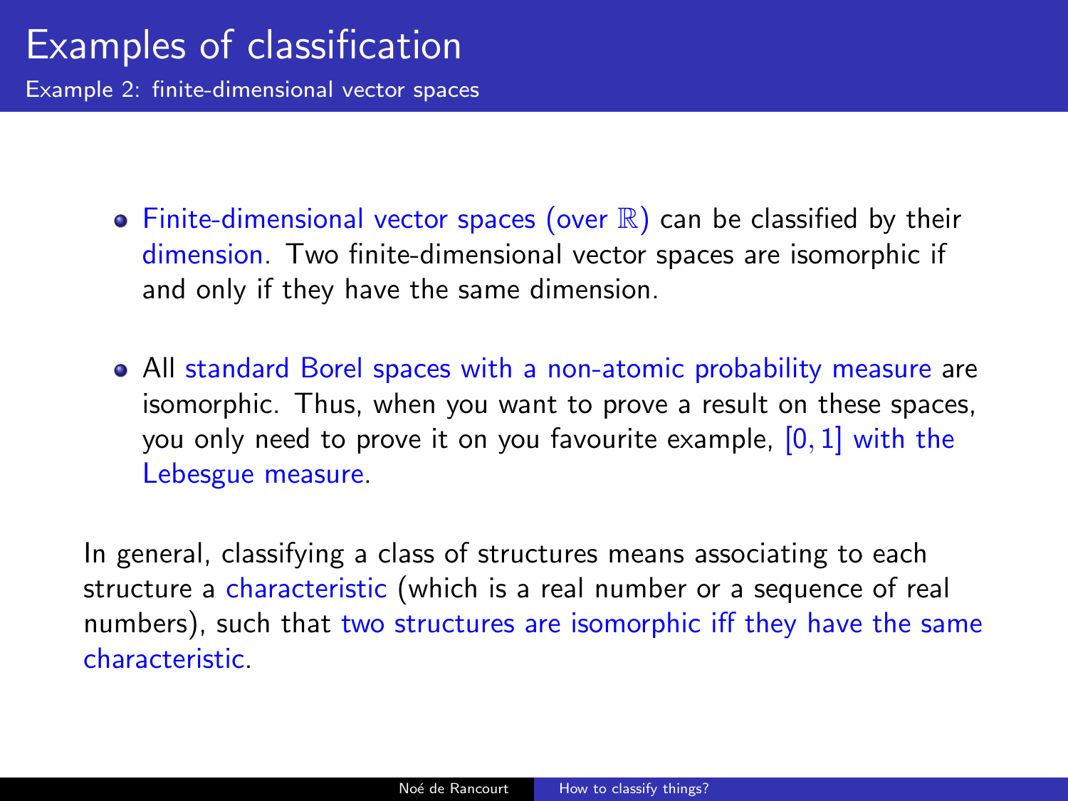# Examples of classification

## Example 2: finite-dimensional vector spaces

- Finite-dimensional vector spaces (over $\mathbb{R}$) can be classified by their dimension. Two finite-dimensional vector spaces are isomorphic if and only if they have the same dimension.
- All standard Borel spaces with a non-atomic probability measure are isomorphic. Thus, when you want to prove a result on these spaces, you only need to prove it on you favourite example, $[0, 1]$ with the Lebesgue measure.

In general, classifying a class of structures means associating to each structure a characteristic (which is a real number or a sequence of real numbers), such that two structures are isomorphic iff they have the same characteristic.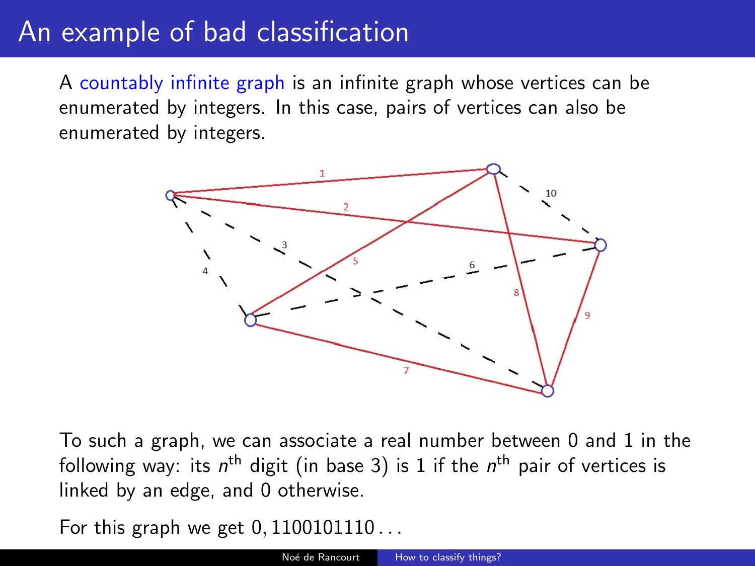# An example of bad classification

A countably infinite graph is an infinite graph whose vertices can be enumerated by integers. In this case, pairs of vertices can also be enumerated by integers.

To such a graph, we can associate a real number between 0 and 1 in the following way: its $n^{\text{th}}$ digit (in base 3) is 1 if the $n^{\text{th}}$ pair of vertices is linked by an edge, and 0 otherwise.

For this graph we get $0,1100101110\ldots$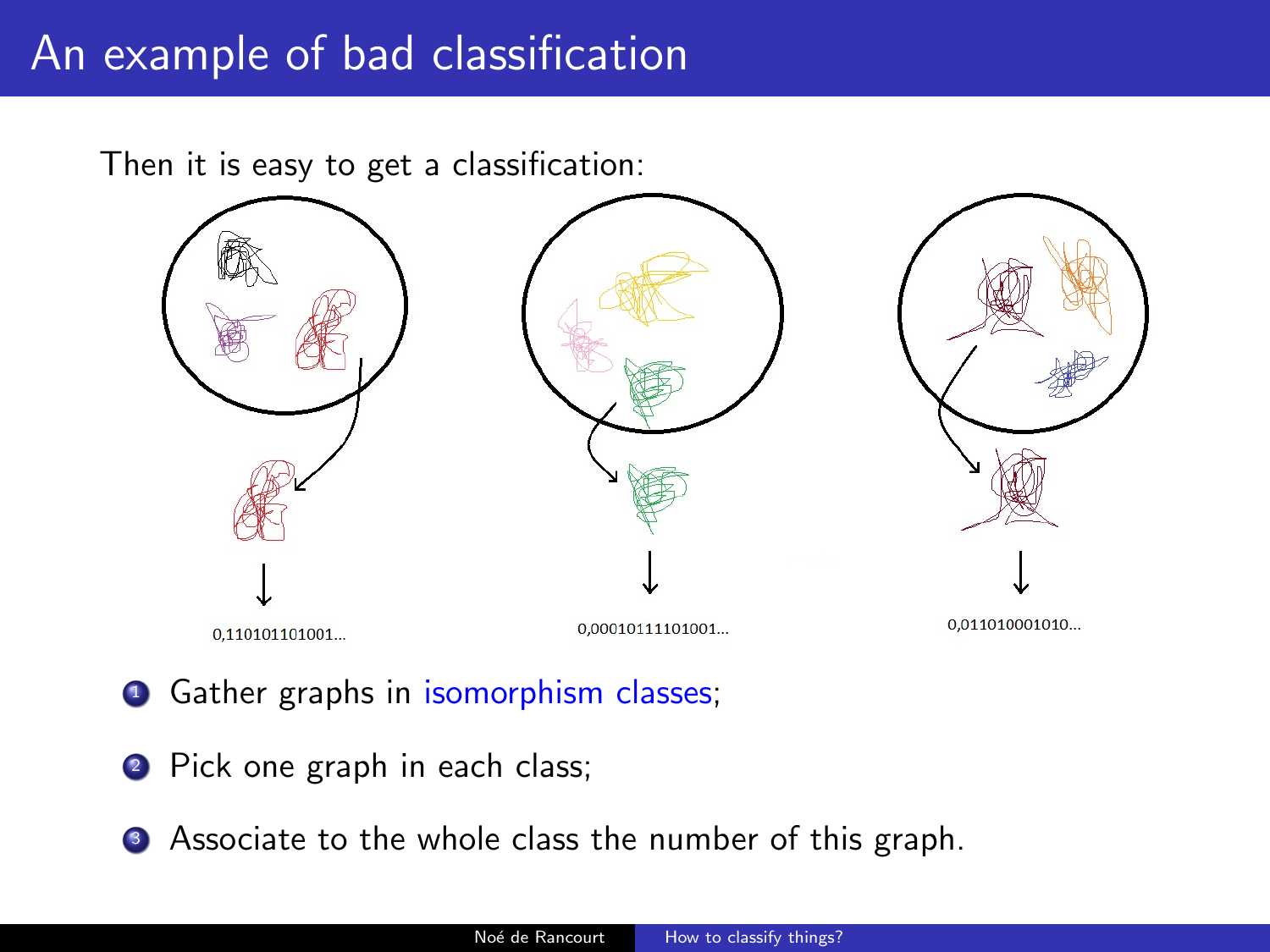# An example of bad classification

Then it is easy to get a classification:

0,110101101001...

0,00010111101001...

0,011010001010...

1. Gather graphs in isomorphism classes;
2. Pick one graph in each class;
3. Associate to the whole class the number of this graph.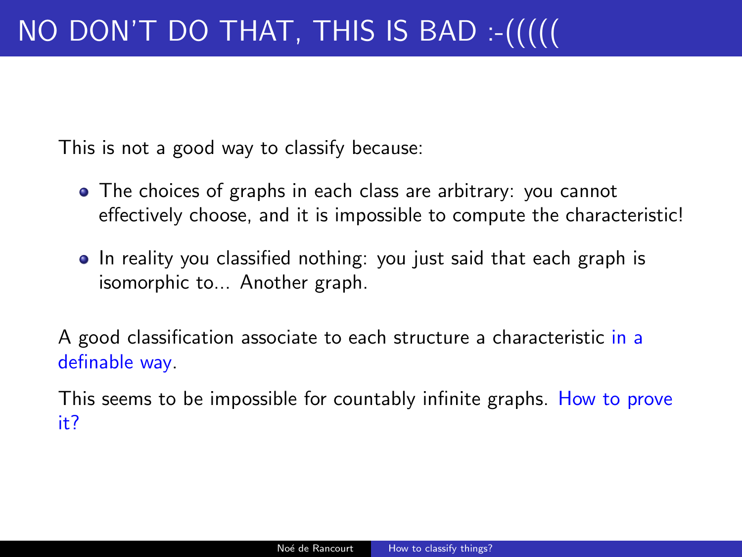# NO DON'T DO THAT, THIS IS BAD :-(((((

This is not a good way to classify because:

- The choices of graphs in each class are arbitrary: you cannot effectively choose, and it is impossible to compute the characteristic!
- In reality you classified nothing: you just said that each graph is isomorphic to... Another graph.

A good classification associate to each structure a characteristic in a definable way.

This seems to be impossible for countably infinite graphs. How to prove it?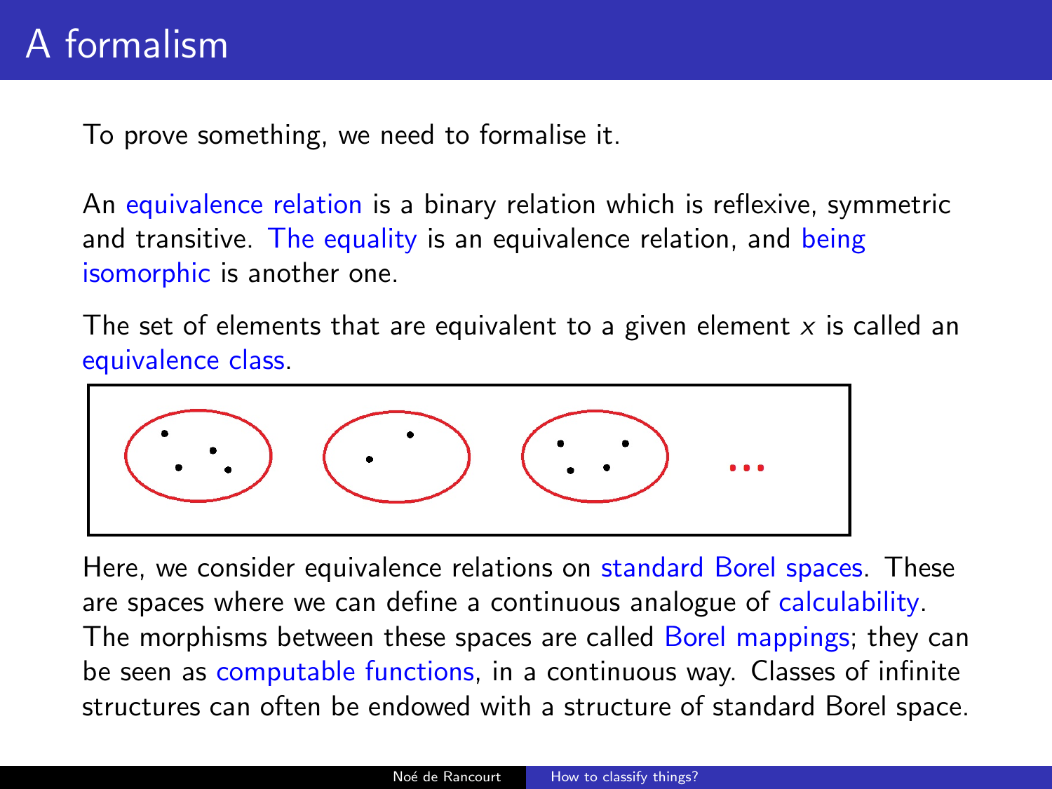# A formalism

To prove something, we need to formalise it.

An equivalence relation is a binary relation which is reflexive, symmetric and transitive. The equality is an equivalence relation, and being isomorphic is another one.

The set of elements that are equivalent to a given element $x$ is called an equivalence class.

Here, we consider equivalence relations on standard Borel spaces. These are spaces where we can define a continuous analogue of calculability. The morphisms between these spaces are called Borel mappings; they can be seen as computable functions, in a continuous way. Classes of infinite structures can often be endowed with a structure of standard Borel space.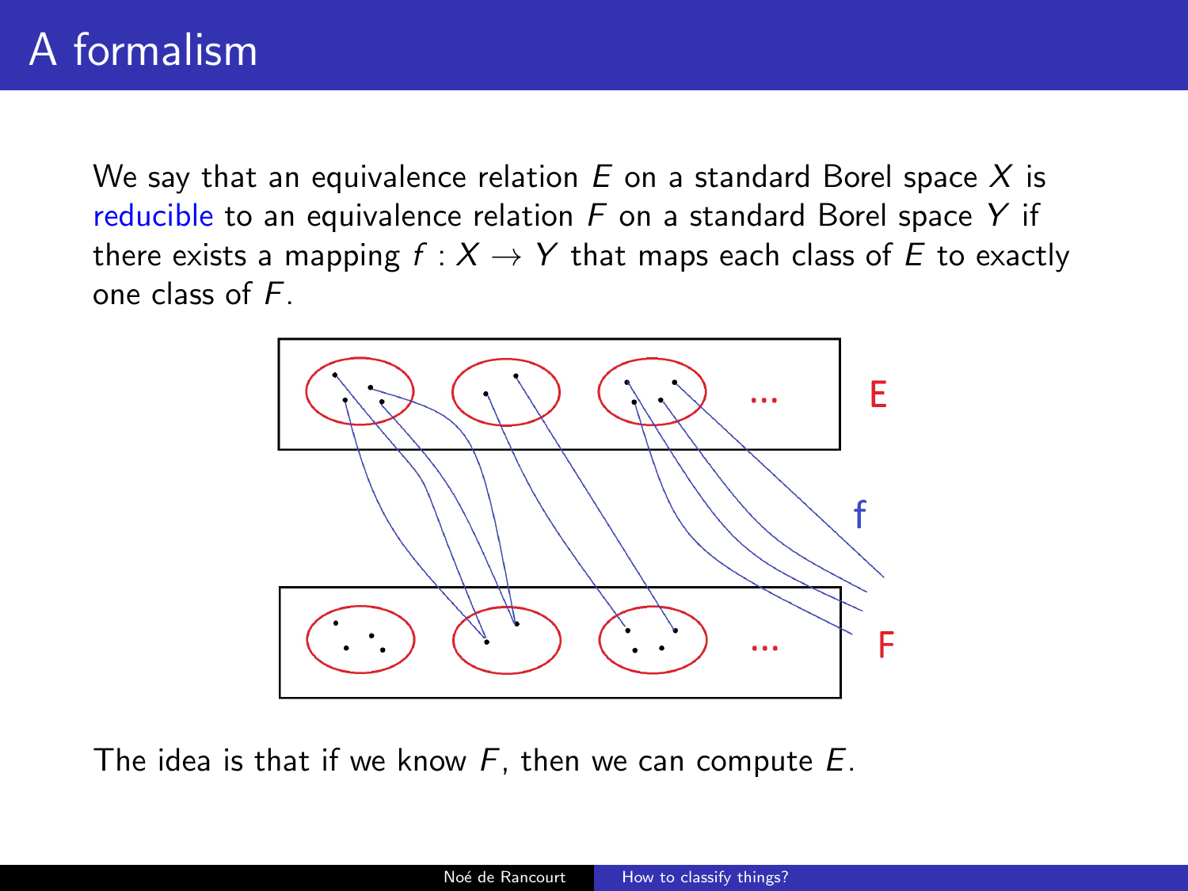# A formalism

We say that an equivalence relation $E$ on a standard Borel space $X$ is reducible to an equivalence relation $F$ on a standard Borel space $Y$ if there exists a mapping $f : X \to Y$ that maps each class of $E$ to exactly one class of $F$.

The idea is that if we know $F$, then we can compute $E$.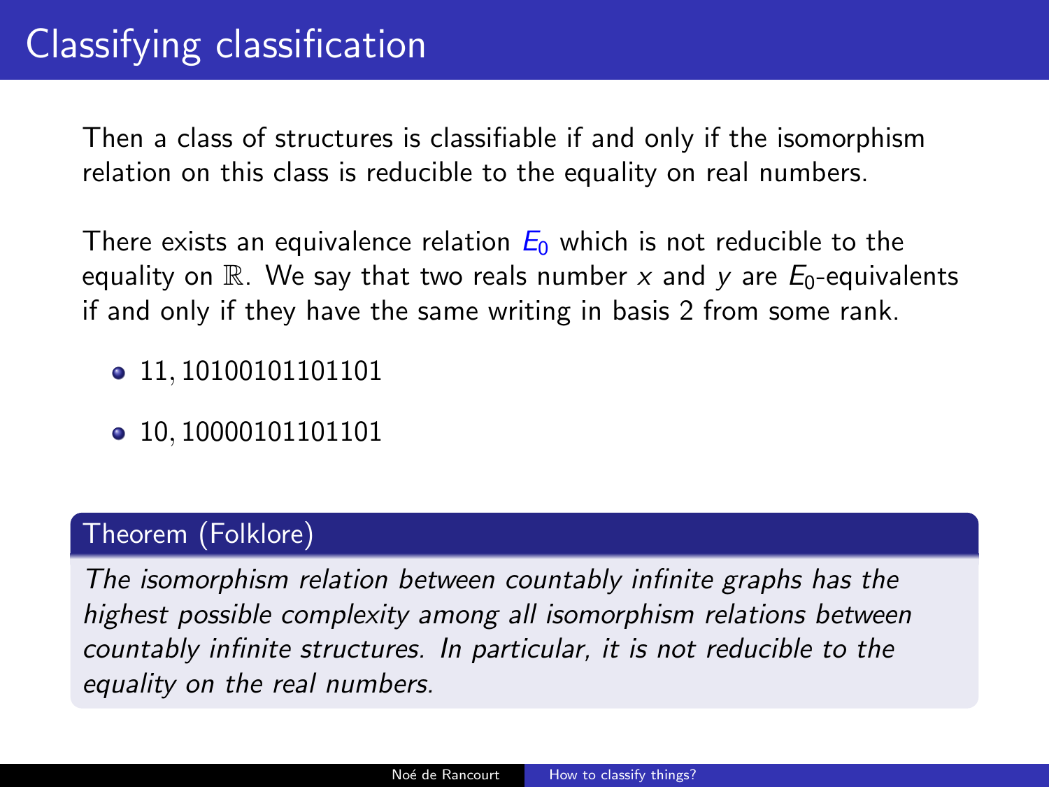# Classifying classification

Then a class of structures is classifiable if and only if the isomorphism relation on this class is reducible to the equality on real numbers.

There exists an equivalence relation $E_0$ which is not reducible to the equality on $\mathbb{R}$. We say that two reals number $x$ and $y$ are $E_0$-equivalents if and only if they have the same writing in basis 2 from some rank.

- $11, 10100101101101$
- $10, 10000101101101$

**Theorem (Folklore)**

*The isomorphism relation between countably infinite graphs has the highest possible complexity among all isomorphism relations between countably infinite structures. In particular, it is not reducible to the equality on the real numbers.*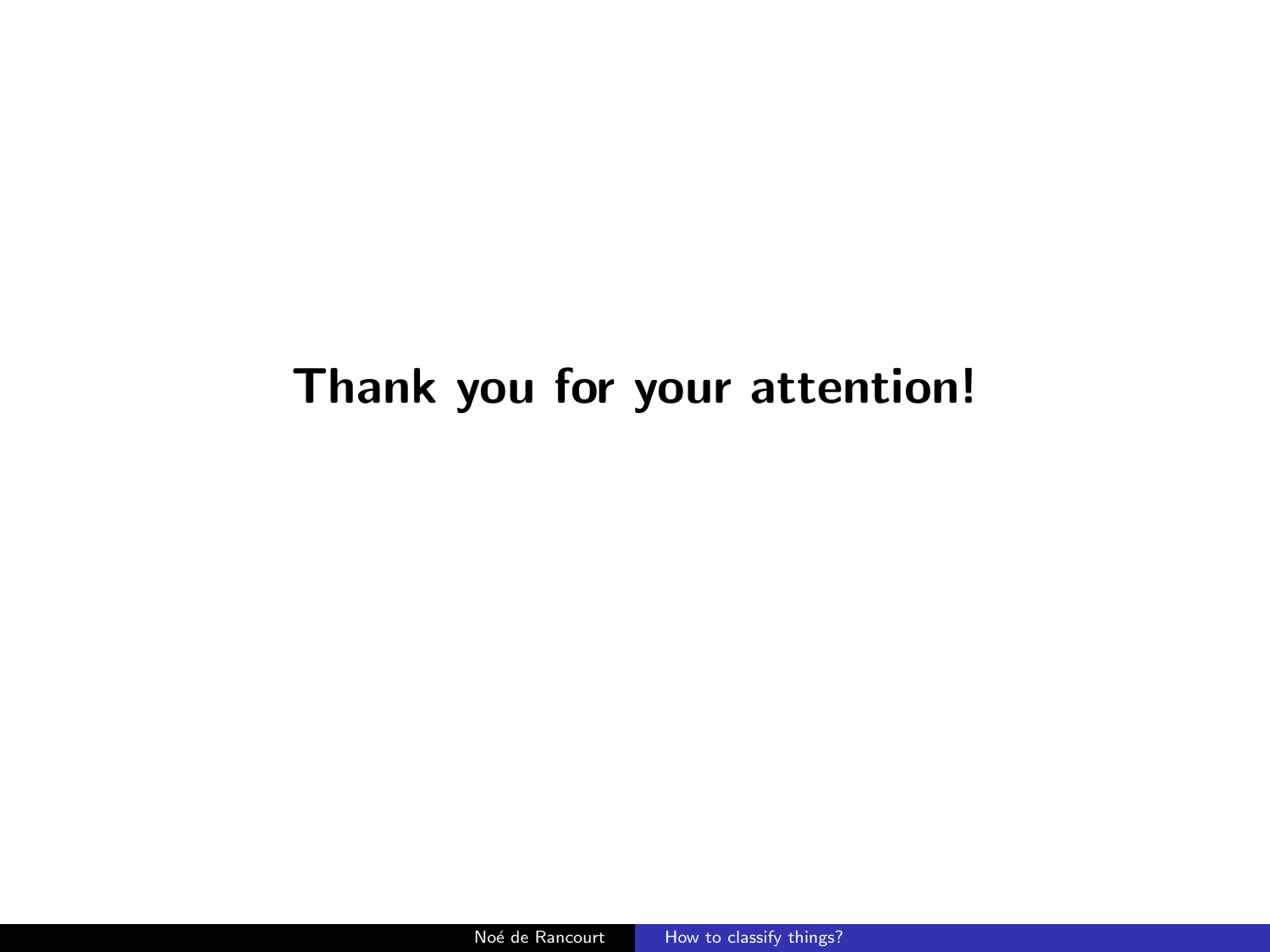**Thank you for your attention!**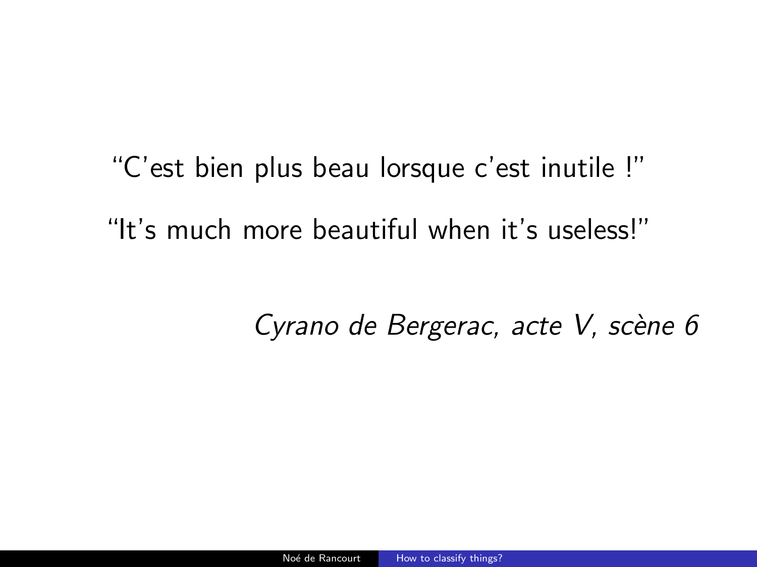"C'est bien plus beau lorsque c'est inutile !"

"It's much more beautiful when it's useless!"

*Cyrano de Bergerac, acte V, scène 6*